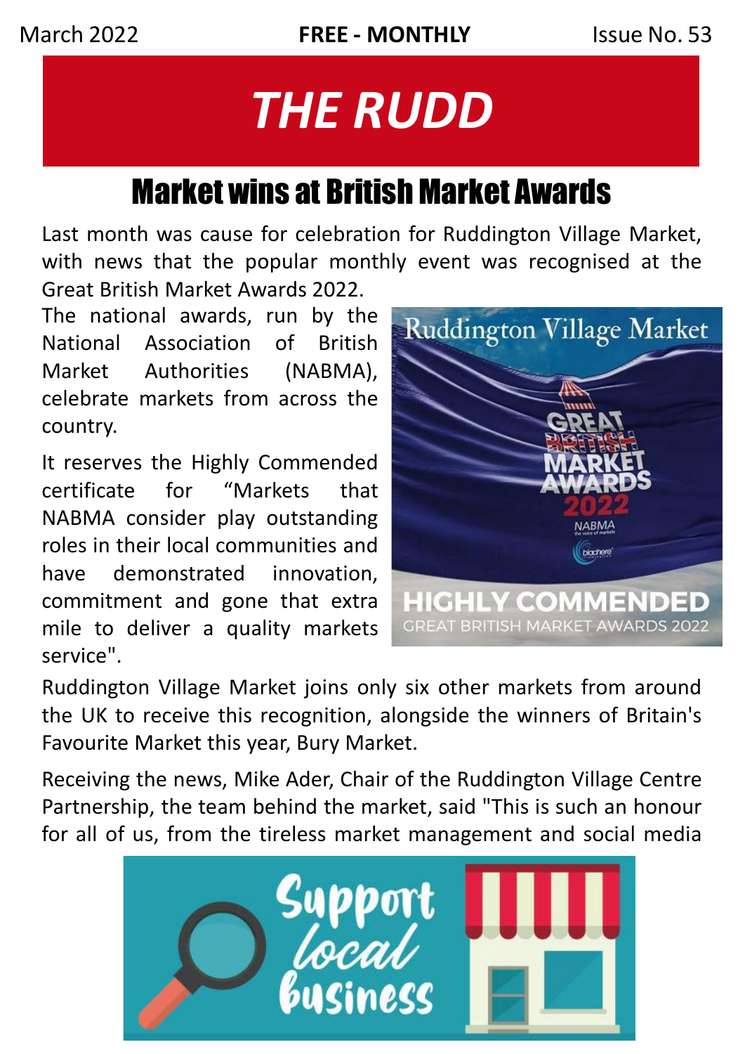March 2022 **FREE - MONTHLY** Issue No. 53

# THE RUDD

## Market wins at British Market Awards

Last month was cause for celebration for Ruddington Village Market, with news that the popular monthly event was recognised at the Great British Market Awards 2022.

The national awards, run by the National Association of British Market Authorities (NABMA), celebrate markets from across the country.

It reserves the Highly Commended certificate for "Markets that NABMA consider play outstanding roles in their local communities and have demonstrated innovation, commitment and gone that extra mile to deliver a quality markets service".

Ruddington Village Market joins only six other markets from around the UK to receive this recognition, alongside the winners of Britain's Favourite Market this year, Bury Market.

Receiving the news, Mike Ader, Chair of the Ruddington Village Centre Partnership, the team behind the market, said "This is such an honour for all of us, from the tireless market management and social media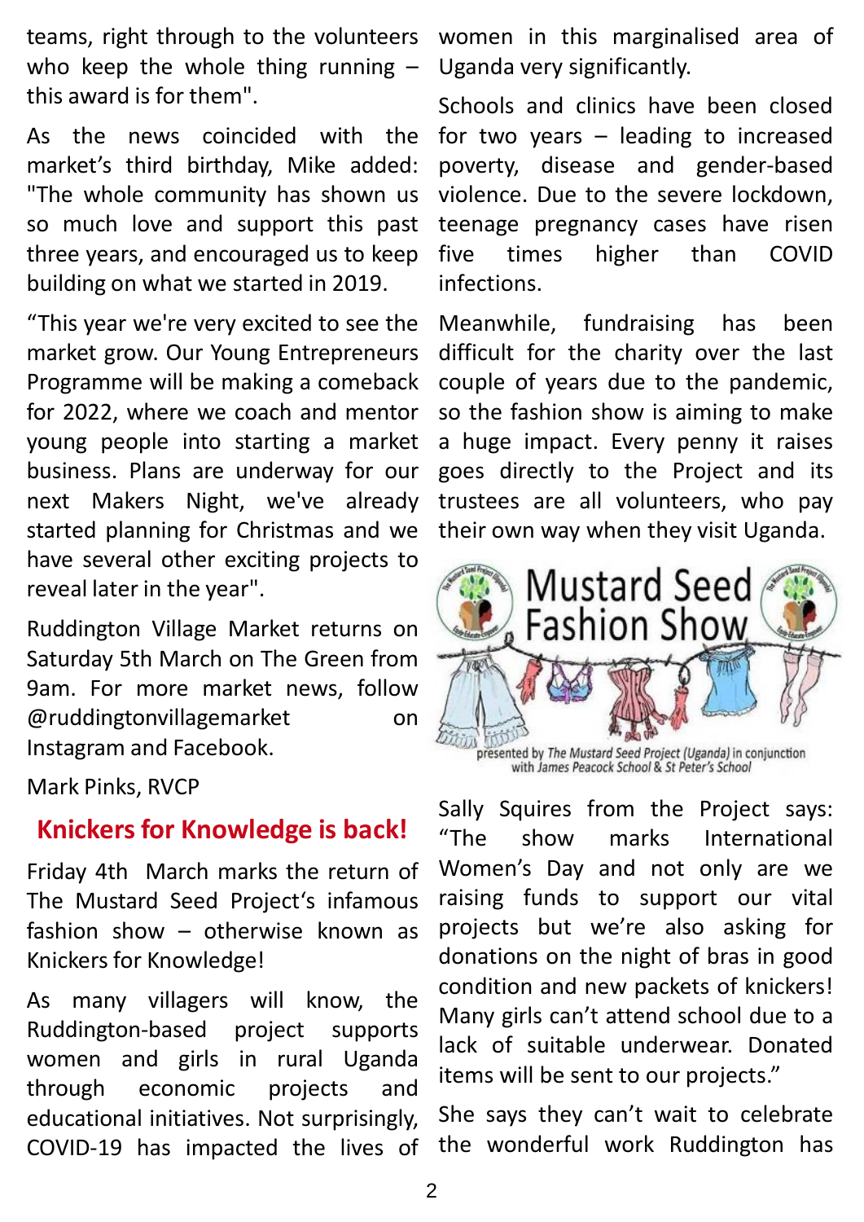teams, right through to the volunteers who keep the whole thing running – this award is for them".

As the news coincided with the market's third birthday, Mike added: "The whole community has shown us so much love and support this past three years, and encouraged us to keep building on what we started in 2019.

"This year we're very excited to see the market grow. Our Young Entrepreneurs Programme will be making a comeback for 2022, where we coach and mentor young people into starting a market business. Plans are underway for our next Makers Night, we've already started planning for Christmas and we have several other exciting projects to reveal later in the year".

Ruddington Village Market returns on Saturday 5th March on The Green from 9am. For more market news, follow @ruddingtonvillagemarket on Instagram and Facebook.

Mark Pinks, RVCP

## Knickers for Knowledge is back!

Friday 4th March marks the return of The Mustard Seed Project's infamous fashion show – otherwise known as Knickers for Knowledge!

As many villagers will know, the Ruddington-based project supports women and girls in rural Uganda through economic projects and educational initiatives. Not surprisingly, COVID-19 has impacted the lives of women in this marginalised area of Uganda very significantly.

Schools and clinics have been closed for two years – leading to increased poverty, disease and gender-based violence. Due to the severe lockdown, teenage pregnancy cases have risen five times higher than COVID infections.

Meanwhile, fundraising has been difficult for the charity over the last couple of years due to the pandemic, so the fashion show is aiming to make a huge impact. Every penny it raises goes directly to the Project and its trustees are all volunteers, who pay their own way when they visit Uganda.

Mustard Seed Fashion Show

presented by *The Mustard Seed Project (Uganda)* in conjunction with *James Peacock School & St Peter's School*

Sally Squires from the Project says: "The show marks International Women's Day and not only are we raising funds to support our vital projects but we're also asking for donations on the night of bras in good condition and new packets of knickers! Many girls can't attend school due to a lack of suitable underwear. Donated items will be sent to our projects."

She says they can't wait to celebrate the wonderful work Ruddington has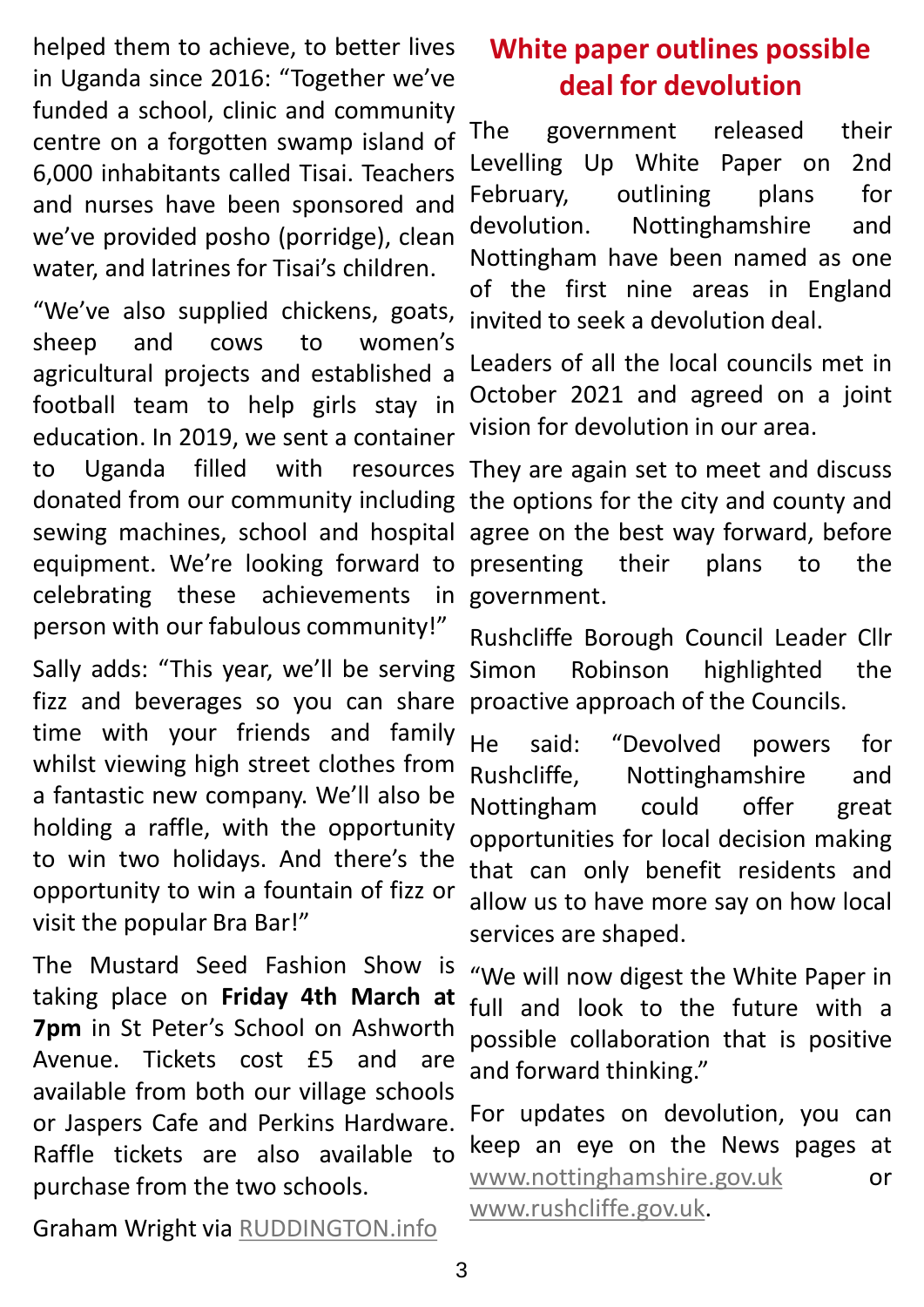helped them to achieve, to better lives in Uganda since 2016: "Together we've funded a school, clinic and community centre on a forgotten swamp island of 6,000 inhabitants called Tisai. Teachers and nurses have been sponsored and we've provided posho (porridge), clean water, and latrines for Tisai's children.

"We've also supplied chickens, goats, sheep and cows to women's agricultural projects and established a football team to help girls stay in education. In 2019, we sent a container to Uganda filled with resources donated from our community including sewing machines, school and hospital equipment. We're looking forward to celebrating these achievements in person with our fabulous community!"

Sally adds: "This year, we'll be serving fizz and beverages so you can share time with your friends and family whilst viewing high street clothes from a fantastic new company. We'll also be holding a raffle, with the opportunity to win two holidays. And there's the opportunity to win a fountain of fizz or visit the popular Bra Bar!"

The Mustard Seed Fashion Show is taking place on **Friday 4th March at 7pm** in St Peter's School on Ashworth Avenue. Tickets cost £5 and are available from both our village schools or Jaspers Cafe and Perkins Hardware. Raffle tickets are also available to purchase from the two schools.

Graham Wright via RUDDINGTON.info

## White paper outlines possible deal for devolution

The government released their Levelling Up White Paper on 2nd February, outlining plans for devolution. Nottinghamshire and Nottingham have been named as one of the first nine areas in England invited to seek a devolution deal.

Leaders of all the local councils met in October 2021 and agreed on a joint vision for devolution in our area.

They are again set to meet and discuss the options for the city and county and agree on the best way forward, before presenting their plans to the government.

Rushcliffe Borough Council Leader Cllr Simon Robinson highlighted the proactive approach of the Councils.

He said: "Devolved powers for Rushcliffe, Nottinghamshire and Nottingham could offer great opportunities for local decision making that can only benefit residents and allow us to have more say on how local services are shaped.

"We will now digest the White Paper in full and look to the future with a possible collaboration that is positive and forward thinking."

For updates on devolution, you can keep an eye on the News pages at www.nottinghamshire.gov.uk or www.rushcliffe.gov.uk.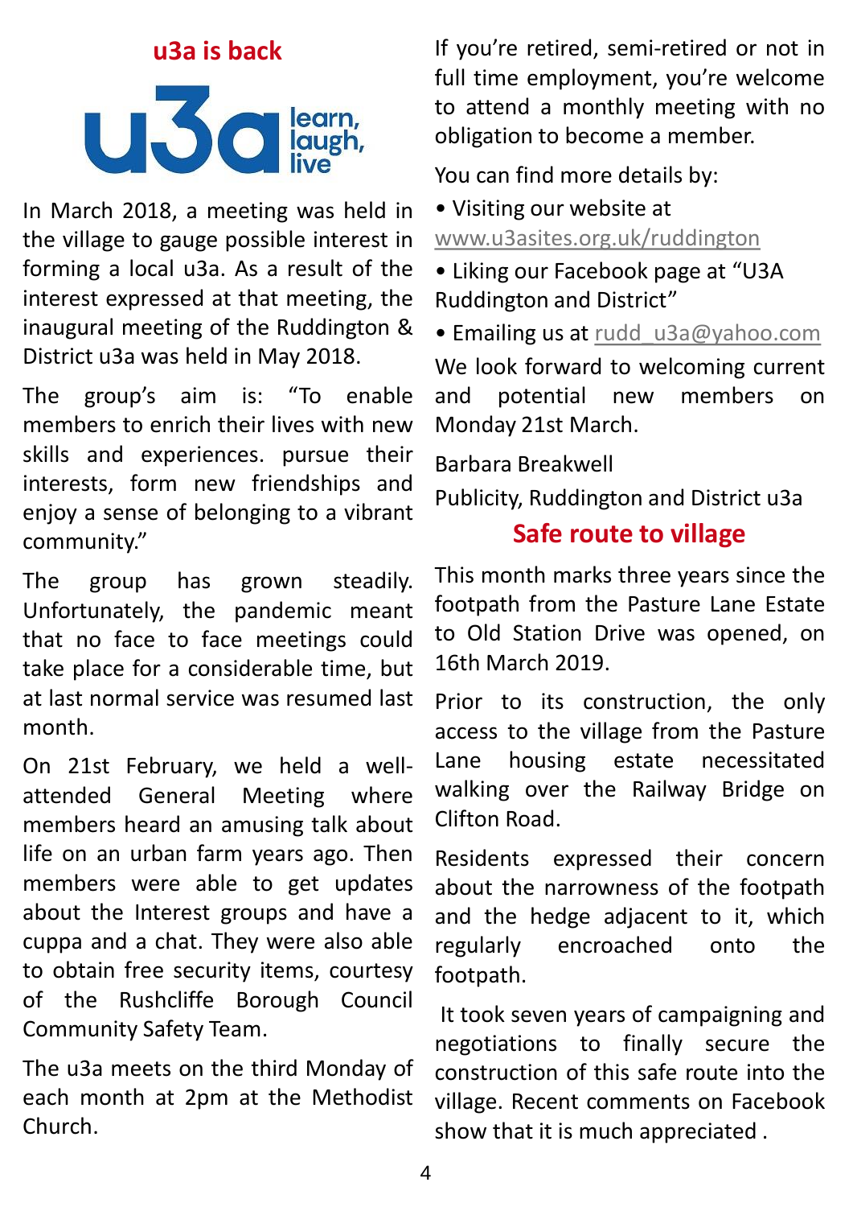## u3a is back

learn, laugh, live

In March 2018, a meeting was held in the village to gauge possible interest in forming a local u3a. As a result of the interest expressed at that meeting, the inaugural meeting of the Ruddington & District u3a was held in May 2018.

The group's aim is: "To enable members to enrich their lives with new skills and experiences. pursue their interests, form new friendships and enjoy a sense of belonging to a vibrant community."

The group has grown steadily. Unfortunately, the pandemic meant that no face to face meetings could take place for a considerable time, but at last normal service was resumed last month.

On 21st February, we held a well-attended General Meeting where members heard an amusing talk about life on an urban farm years ago. Then members were able to get updates about the Interest groups and have a cuppa and a chat. They were also able to obtain free security items, courtesy of the Rushcliffe Borough Council Community Safety Team.

The u3a meets on the third Monday of each month at 2pm at the Methodist Church.

If you're retired, semi-retired or not in full time employment, you're welcome to attend a monthly meeting with no obligation to become a member.

You can find more details by:

- Visiting our website at www.u3asites.org.uk/ruddington
- Liking our Facebook page at "U3A Ruddington and District"
- Emailing us at rudd_u3a@yahoo.com

We look forward to welcoming current and potential new members on Monday 21st March.

Barbara Breakwell

Publicity, Ruddington and District u3a

## Safe route to village

This month marks three years since the footpath from the Pasture Lane Estate to Old Station Drive was opened, on 16th March 2019.

Prior to its construction, the only access to the village from the Pasture Lane housing estate necessitated walking over the Railway Bridge on Clifton Road.

Residents expressed their concern about the narrowness of the footpath and the hedge adjacent to it, which regularly encroached onto the footpath.

It took seven years of campaigning and negotiations to finally secure the construction of this safe route into the village. Recent comments on Facebook show that it is much appreciated .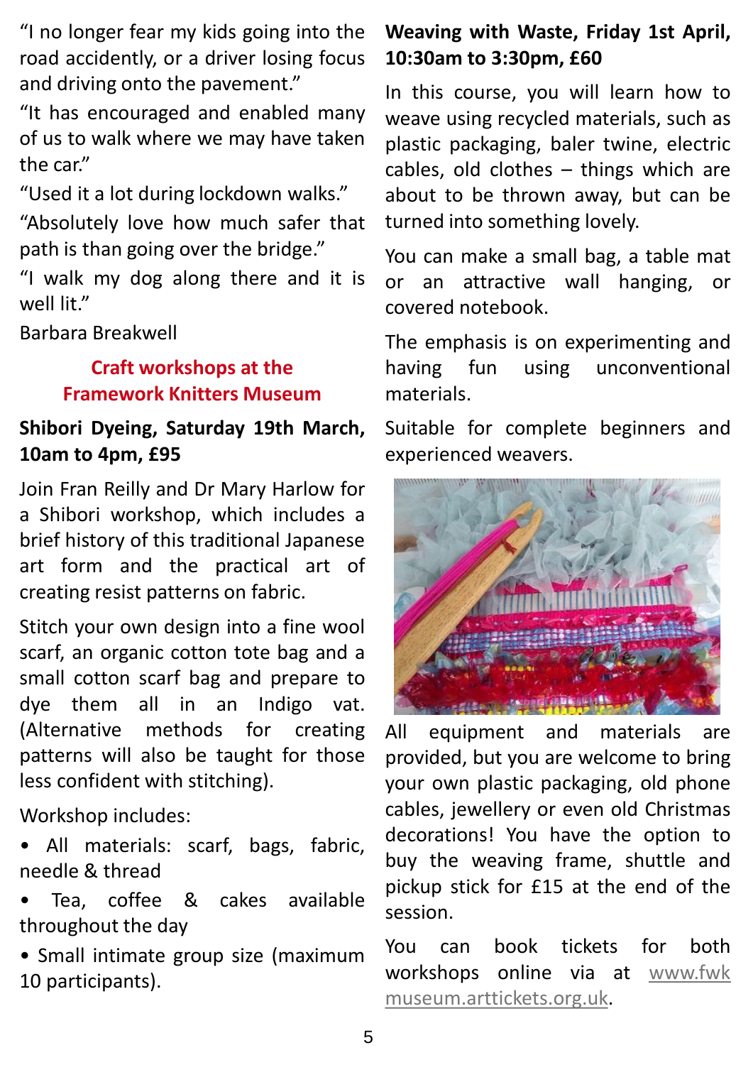"I no longer fear my kids going into the road accidently, or a driver losing focus and driving onto the pavement."

"It has encouraged and enabled many of us to walk where we may have taken the car."

"Used it a lot during lockdown walks."

"Absolutely love how much safer that path is than going over the bridge."

"I walk my dog along there and it is well lit."

Barbara Breakwell

## Craft workshops at the Framework Knitters Museum

### Shibori Dyeing, Saturday 19th March, 10am to 4pm, £95

Join Fran Reilly and Dr Mary Harlow for a Shibori workshop, which includes a brief history of this traditional Japanese art form and the practical art of creating resist patterns on fabric.

Stitch your own design into a fine wool scarf, an organic cotton tote bag and a small cotton scarf bag and prepare to dye them all in an Indigo vat. (Alternative methods for creating patterns will also be taught for those less confident with stitching).

Workshop includes:

- All materials: scarf, bags, fabric, needle & thread
- Tea, coffee & cakes available throughout the day
- Small intimate group size (maximum 10 participants).

### Weaving with Waste, Friday 1st April, 10:30am to 3:30pm, £60

In this course, you will learn how to weave using recycled materials, such as plastic packaging, baler twine, electric cables, old clothes – things which are about to be thrown away, but can be turned into something lovely.

You can make a small bag, a table mat or an attractive wall hanging, or covered notebook.

The emphasis is on experimenting and having fun using unconventional materials.

Suitable for complete beginners and experienced weavers.

All equipment and materials are provided, but you are welcome to bring your own plastic packaging, old phone cables, jewellery or even old Christmas decorations! You have the option to buy the weaving frame, shuttle and pickup stick for £15 at the end of the session.

You can book tickets for both workshops online via at www.fwkmuseum.arttickets.org.uk.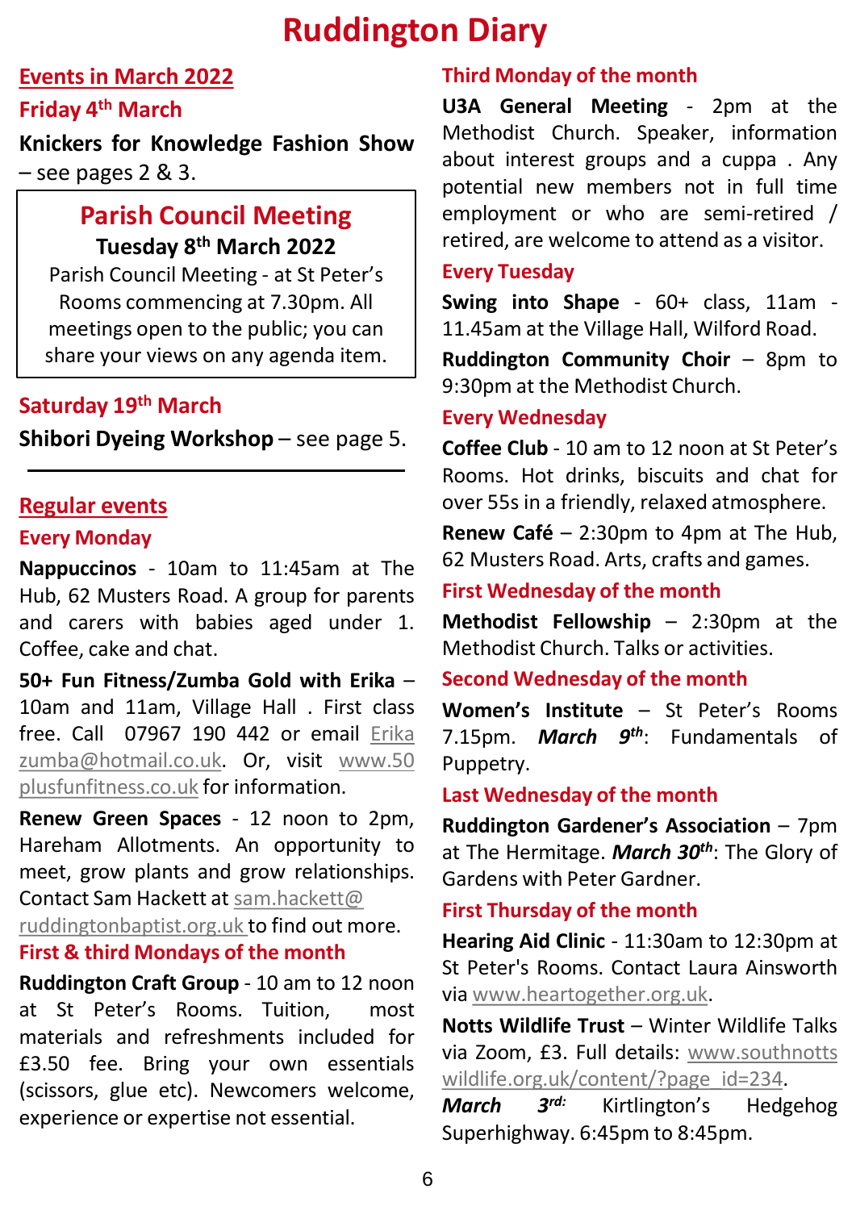# Ruddington Diary

## Events in March 2022

### Friday 4th March

**Knickers for Knowledge Fashion Show** – see pages 2 & 3.

### Parish Council Meeting

**Tuesday 8th March 2022**

Parish Council Meeting - at St Peter's Rooms commencing at 7.30pm. All meetings open to the public; you can share your views on any agenda item.

### Saturday 19th March

**Shibori Dyeing Workshop** – see page 5.

---

## Regular events

### Every Monday

**Nappuccinos** - 10am to 11:45am at The Hub, 62 Musters Road. A group for parents and carers with babies aged under 1. Coffee, cake and chat.

**50+ Fun Fitness/Zumba Gold with Erika** – 10am and 11am, Village Hall . First class free. Call 07967 190 442 or email Erikazumba@hotmail.co.uk. Or, visit www.50plusfunfitness.co.uk for information.

**Renew Green Spaces** - 12 noon to 2pm, Hareham Allotments. An opportunity to meet, grow plants and grow relationships. Contact Sam Hackett at sam.hackett@ruddingtonbaptist.org.uk to find out more.

### First & third Mondays of the month

**Ruddington Craft Group** - 10 am to 12 noon at St Peter's Rooms. Tuition, most materials and refreshments included for £3.50 fee. Bring your own essentials (scissors, glue etc). Newcomers welcome, experience or expertise not essential.

### Third Monday of the month

**U3A General Meeting** - 2pm at the Methodist Church. Speaker, information about interest groups and a cuppa . Any potential new members not in full time employment or who are semi-retired / retired, are welcome to attend as a visitor.

### Every Tuesday

**Swing into Shape** - 60+ class, 11am - 11.45am at the Village Hall, Wilford Road.

**Ruddington Community Choir** – 8pm to 9:30pm at the Methodist Church.

### Every Wednesday

**Coffee Club** - 10 am to 12 noon at St Peter's Rooms. Hot drinks, biscuits and chat for over 55s in a friendly, relaxed atmosphere.

**Renew Café** – 2:30pm to 4pm at The Hub, 62 Musters Road. Arts, crafts and games.

### First Wednesday of the month

**Methodist Fellowship** – 2:30pm at the Methodist Church. Talks or activities.

### Second Wednesday of the month

**Women's Institute** – St Peter's Rooms 7.15pm. ***March 9th***: Fundamentals of Puppetry.

### Last Wednesday of the month

**Ruddington Gardener's Association** – 7pm at The Hermitage. ***March 30th***: The Glory of Gardens with Peter Gardner.

### First Thursday of the month

**Hearing Aid Clinic** - 11:30am to 12:30pm at St Peter's Rooms. Contact Laura Ainsworth via www.heartogether.org.uk.

**Notts Wildlife Trust** – Winter Wildlife Talks via Zoom, £3. Full details: www.southnottswildlife.org.uk/content/?page_id=234.

***March 3rd:*** Kirtlington's Hedgehog Superhighway. 6:45pm to 8:45pm.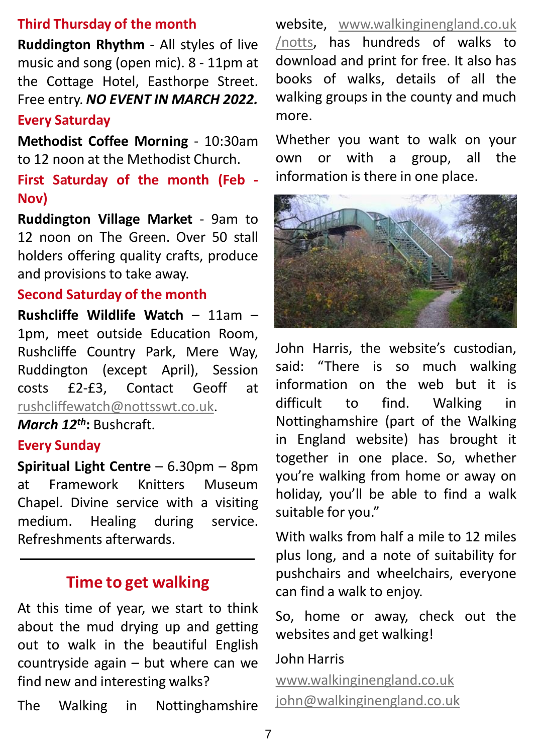### Third Thursday of the month

**Ruddington Rhythm** - All styles of live music and song (open mic). 8 - 11pm at the Cottage Hotel, Easthorpe Street. Free entry. ***NO EVENT IN MARCH 2022.***

### Every Saturday

**Methodist Coffee Morning** - 10:30am to 12 noon at the Methodist Church.

### First Saturday of the month (Feb - Nov)

**Ruddington Village Market** - 9am to 12 noon on The Green. Over 50 stall holders offering quality crafts, produce and provisions to take away.

### Second Saturday of the month

**Rushcliffe Wildlife Watch** – 11am – 1pm, meet outside Education Room, Rushcliffe Country Park, Mere Way, Ruddington (except April), Session costs £2-£3, Contact Geoff at rushcliffewatch@nottsswt.co.uk.

***March 12th*****:** Bushcraft.

### Every Sunday

**Spiritual Light Centre** – 6.30pm – 8pm at Framework Knitters Museum Chapel. Divine service with a visiting medium. Healing during service. Refreshments afterwards.

---

## Time to get walking

At this time of year, we start to think about the mud drying up and getting out to walk in the beautiful English countryside again – but where can we find new and interesting walks?

The Walking in Nottinghamshire website, www.walkinginengland.co.uk/notts, has hundreds of walks to download and print for free. It also has books of walks, details of all the walking groups in the county and much more.

Whether you want to walk on your own or with a group, all the information is there in one place.

John Harris, the website's custodian, said: "There is so much walking information on the web but it is difficult to find. Walking in Nottinghamshire (part of the Walking in England website) has brought it together in one place. So, whether you're walking from home or away on holiday, you'll be able to find a walk suitable for you."

With walks from half a mile to 12 miles plus long, and a note of suitability for pushchairs and wheelchairs, everyone can find a walk to enjoy.

So, home or away, check out the websites and get walking!

John Harris

www.walkinginengland.co.uk

john@walkinginengland.co.uk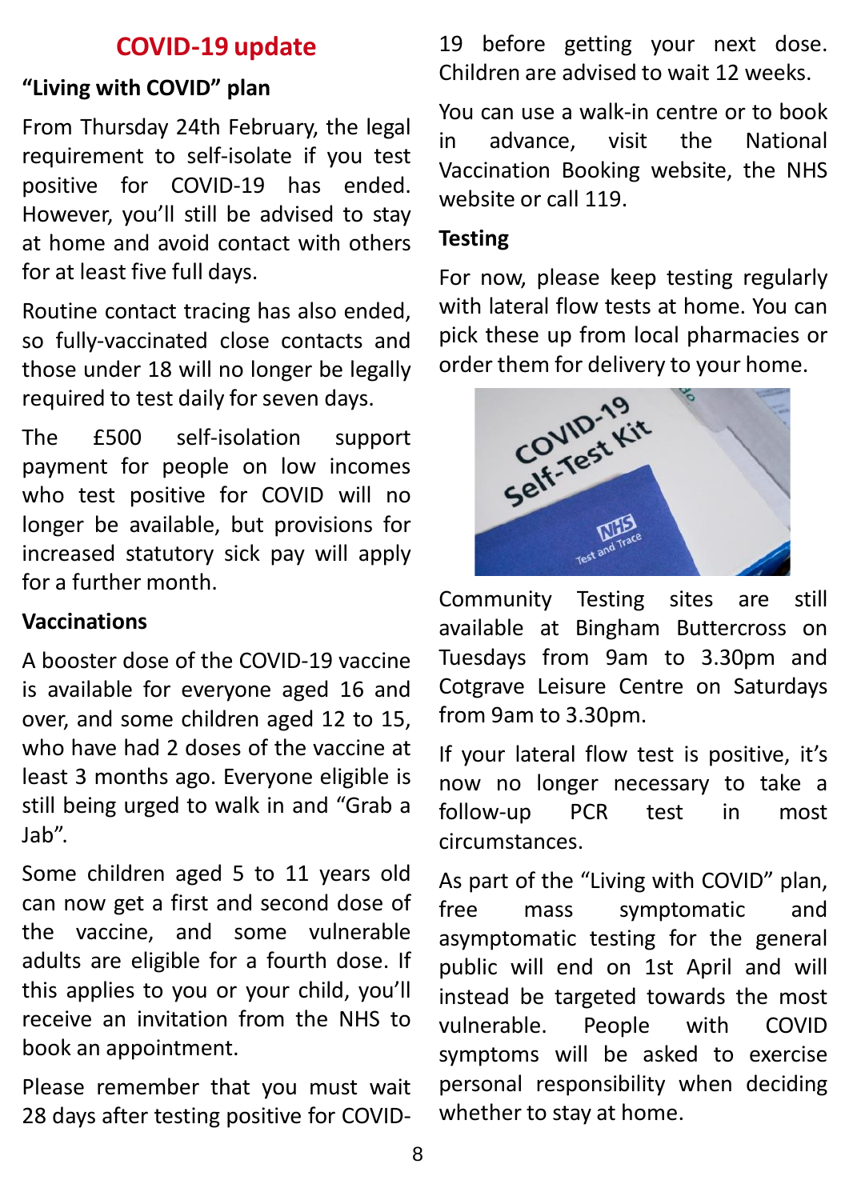## COVID-19 update

### "Living with COVID" plan

From Thursday 24th February, the legal requirement to self-isolate if you test positive for COVID-19 has ended. However, you'll still be advised to stay at home and avoid contact with others for at least five full days.

Routine contact tracing has also ended, so fully-vaccinated close contacts and those under 18 will no longer be legally required to test daily for seven days.

The £500 self-isolation support payment for people on low incomes who test positive for COVID will no longer be available, but provisions for increased statutory sick pay will apply for a further month.

### Vaccinations

A booster dose of the COVID-19 vaccine is available for everyone aged 16 and over, and some children aged 12 to 15, who have had 2 doses of the vaccine at least 3 months ago. Everyone eligible is still being urged to walk in and "Grab a Jab".

Some children aged 5 to 11 years old can now get a first and second dose of the vaccine, and some vulnerable adults are eligible for a fourth dose. If this applies to you or your child, you'll receive an invitation from the NHS to book an appointment.

Please remember that you must wait 28 days after testing positive for COVID-19 before getting your next dose. Children are advised to wait 12 weeks.

You can use a walk-in centre or to book in advance, visit the National Vaccination Booking website, the NHS website or call 119.

### Testing

For now, please keep testing regularly with lateral flow tests at home. You can pick these up from local pharmacies or order them for delivery to your home.

Community Testing sites are still available at Bingham Buttercross on Tuesdays from 9am to 3.30pm and Cotgrave Leisure Centre on Saturdays from 9am to 3.30pm.

If your lateral flow test is positive, it's now no longer necessary to take a follow-up PCR test in most circumstances.

As part of the "Living with COVID" plan, free mass symptomatic and asymptomatic testing for the general public will end on 1st April and will instead be targeted towards the most vulnerable. People with COVID symptoms will be asked to exercise personal responsibility when deciding whether to stay at home.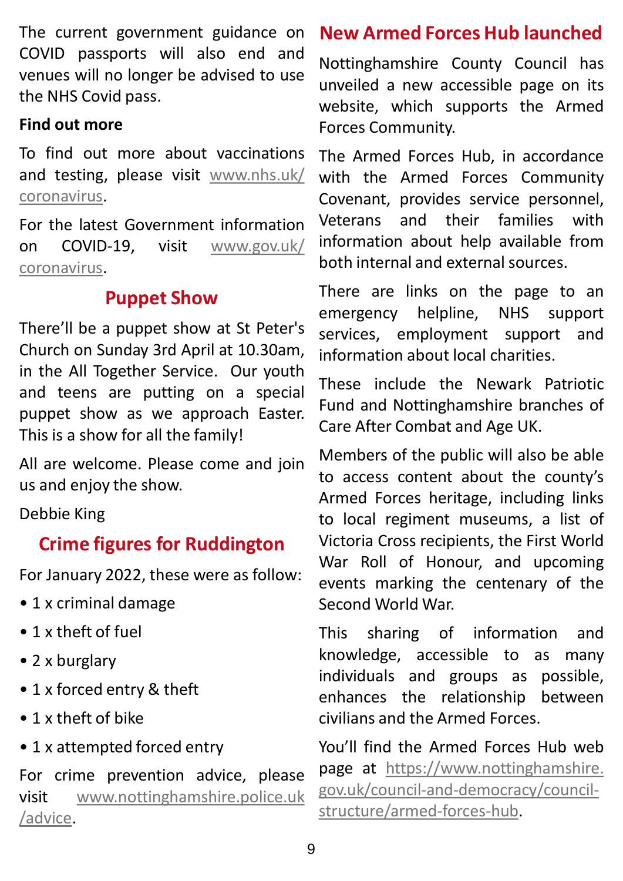The current government guidance on COVID passports will also end and venues will no longer be advised to use the NHS Covid pass.

**Find out more**

To find out more about vaccinations and testing, please visit www.nhs.uk/coronavirus.

For the latest Government information on COVID-19, visit www.gov.uk/coronavirus.

## Puppet Show

There'll be a puppet show at St Peter's Church on Sunday 3rd April at 10.30am, in the All Together Service. Our youth and teens are putting on a special puppet show as we approach Easter. This is a show for all the family!

All are welcome. Please come and join us and enjoy the show.

Debbie King

## Crime figures for Ruddington

For January 2022, these were as follow:

- 1 x criminal damage
- 1 x theft of fuel
- 2 x burglary
- 1 x forced entry & theft
- 1 x theft of bike
- 1 x attempted forced entry

For crime prevention advice, please visit www.nottinghamshire.police.uk/advice.

## New Armed Forces Hub launched

Nottinghamshire County Council has unveiled a new accessible page on its website, which supports the Armed Forces Community.

The Armed Forces Hub, in accordance with the Armed Forces Community Covenant, provides service personnel, Veterans and their families with information about help available from both internal and external sources.

There are links on the page to an emergency helpline, NHS support services, employment support and information about local charities.

These include the Newark Patriotic Fund and Nottinghamshire branches of Care After Combat and Age UK.

Members of the public will also be able to access content about the county's Armed Forces heritage, including links to local regiment museums, a list of Victoria Cross recipients, the First World War Roll of Honour, and upcoming events marking the centenary of the Second World War.

This sharing of information and knowledge, accessible to as many individuals and groups as possible, enhances the relationship between civilians and the Armed Forces.

You'll find the Armed Forces Hub web page at https://www.nottinghamshire.gov.uk/council-and-democracy/council-structure/armed-forces-hub.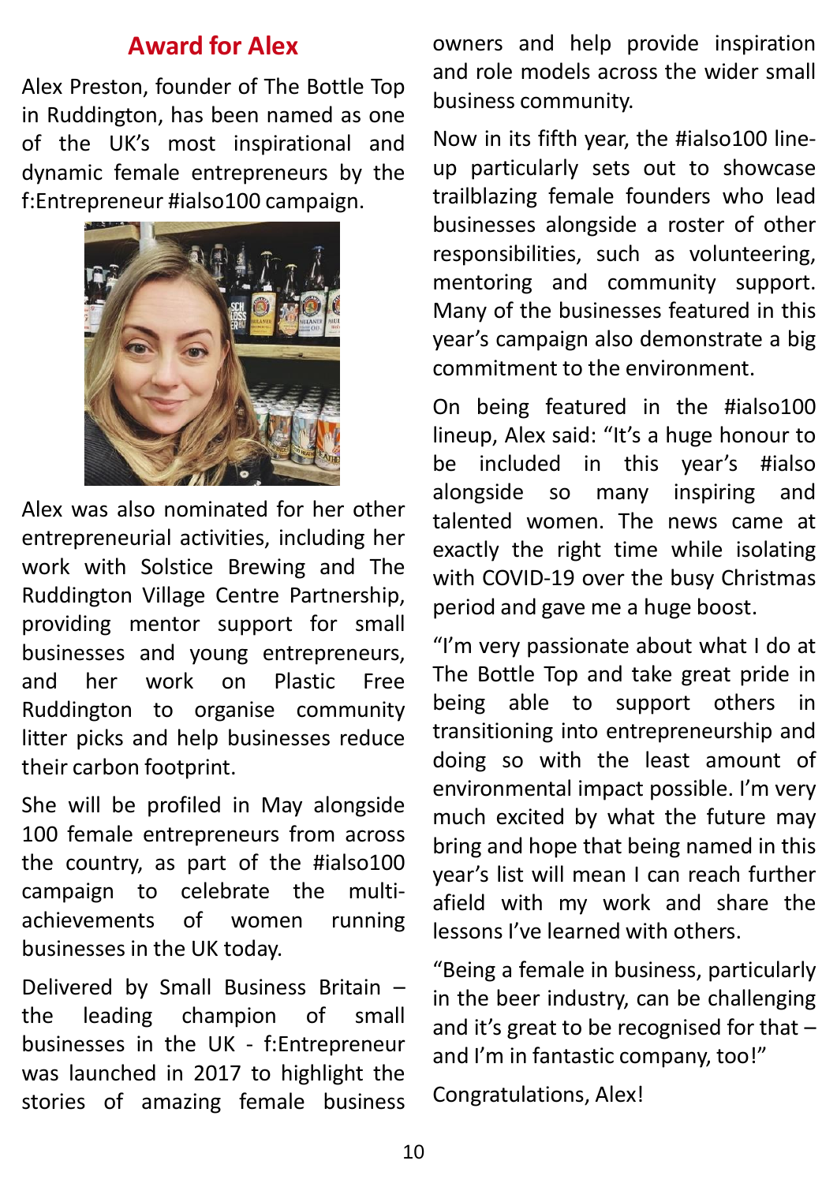## Award for Alex

Alex Preston, founder of The Bottle Top in Ruddington, has been named as one of the UK's most inspirational and dynamic female entrepreneurs by the f:Entrepreneur #ialso100 campaign.

Alex was also nominated for her other entrepreneurial activities, including her work with Solstice Brewing and The Ruddington Village Centre Partnership, providing mentor support for small businesses and young entrepreneurs, and her work on Plastic Free Ruddington to organise community litter picks and help businesses reduce their carbon footprint.

She will be profiled in May alongside 100 female entrepreneurs from across the country, as part of the #ialso100 campaign to celebrate the multi-achievements of women running businesses in the UK today.

Delivered by Small Business Britain – the leading champion of small businesses in the UK - f:Entrepreneur was launched in 2017 to highlight the stories of amazing female business owners and help provide inspiration and role models across the wider small business community.

Now in its fifth year, the #ialso100 line-up particularly sets out to showcase trailblazing female founders who lead businesses alongside a roster of other responsibilities, such as volunteering, mentoring and community support. Many of the businesses featured in this year's campaign also demonstrate a big commitment to the environment.

On being featured in the #ialso100 lineup, Alex said: "It's a huge honour to be included in this year's #ialso alongside so many inspiring and talented women. The news came at exactly the right time while isolating with COVID-19 over the busy Christmas period and gave me a huge boost.

"I'm very passionate about what I do at The Bottle Top and take great pride in being able to support others in transitioning into entrepreneurship and doing so with the least amount of environmental impact possible. I'm very much excited by what the future may bring and hope that being named in this year's list will mean I can reach further afield with my work and share the lessons I've learned with others.

"Being a female in business, particularly in the beer industry, can be challenging and it's great to be recognised for that – and I'm in fantastic company, too!"

Congratulations, Alex!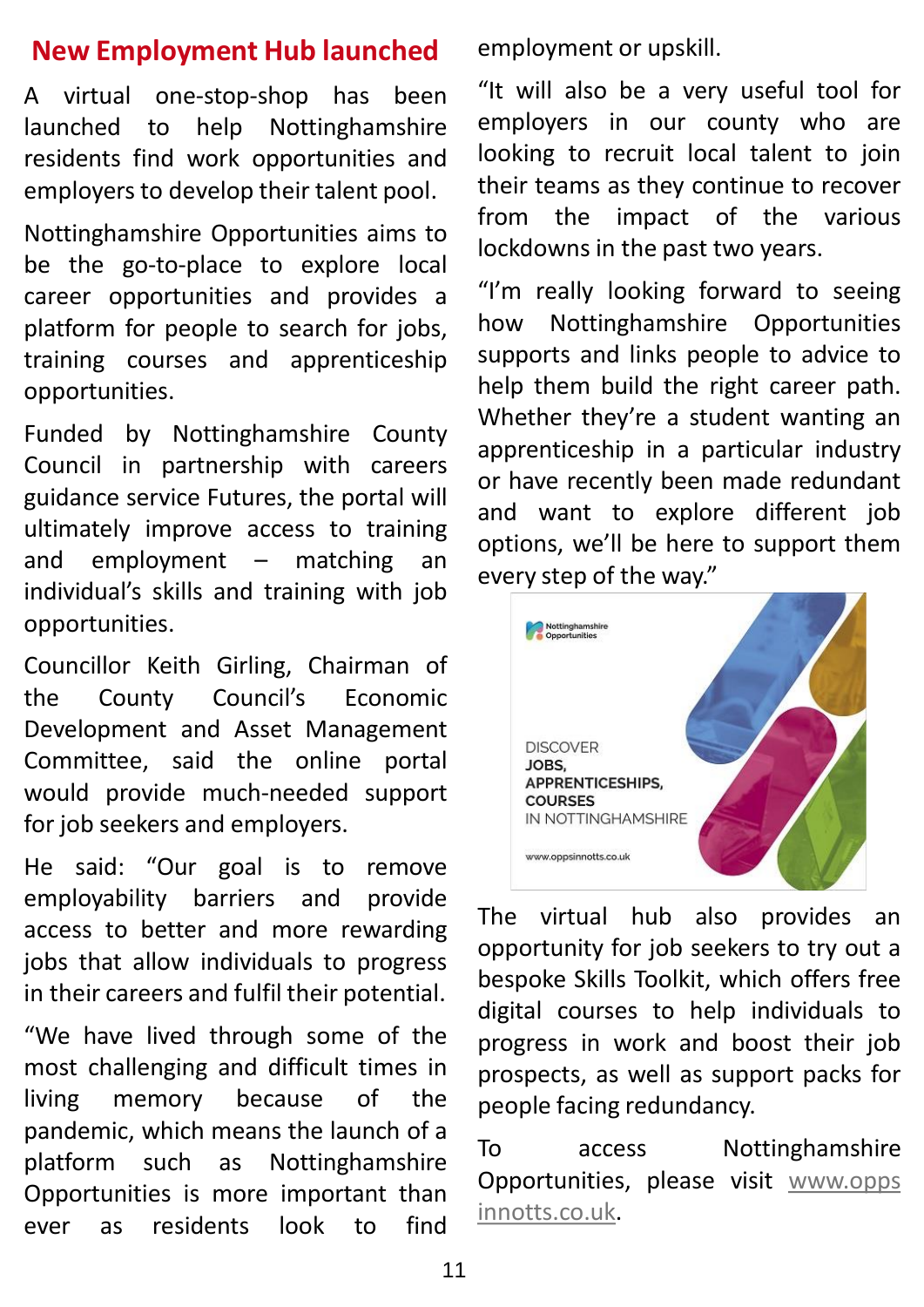## New Employment Hub launched

A virtual one-stop-shop has been launched to help Nottinghamshire residents find work opportunities and employers to develop their talent pool.

Nottinghamshire Opportunities aims to be the go-to-place to explore local career opportunities and provides a platform for people to search for jobs, training courses and apprenticeship opportunities.

Funded by Nottinghamshire County Council in partnership with careers guidance service Futures, the portal will ultimately improve access to training and employment – matching an individual's skills and training with job opportunities.

Councillor Keith Girling, Chairman of the County Council's Economic Development and Asset Management Committee, said the online portal would provide much-needed support for job seekers and employers.

He said: "Our goal is to remove employability barriers and provide access to better and more rewarding jobs that allow individuals to progress in their careers and fulfil their potential.

"We have lived through some of the most challenging and difficult times in living memory because of the pandemic, which means the launch of a platform such as Nottinghamshire Opportunities is more important than ever as residents look to find employment or upskill.

"It will also be a very useful tool for employers in our county who are looking to recruit local talent to join their teams as they continue to recover from the impact of the various lockdowns in the past two years.

"I'm really looking forward to seeing how Nottinghamshire Opportunities supports and links people to advice to help them build the right career path. Whether they're a student wanting an apprenticeship in a particular industry or have recently been made redundant and want to explore different job options, we'll be here to support them every step of the way."

The virtual hub also provides an opportunity for job seekers to try out a bespoke Skills Toolkit, which offers free digital courses to help individuals to progress in work and boost their job prospects, as well as support packs for people facing redundancy.

To access Nottinghamshire Opportunities, please visit www.oppsinnotts.co.uk.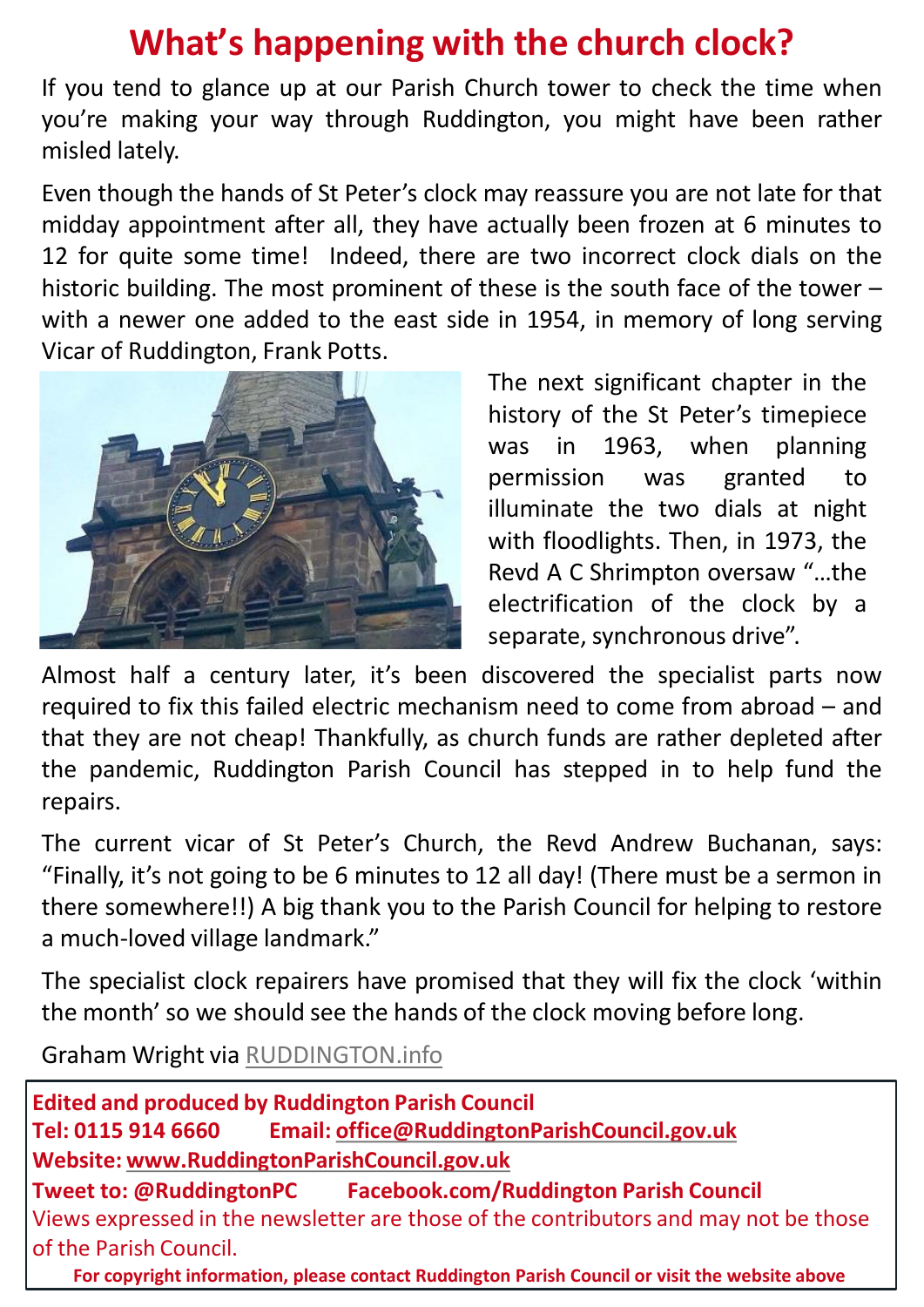# What's happening with the church clock?

If you tend to glance up at our Parish Church tower to check the time when you're making your way through Ruddington, you might have been rather misled lately.

Even though the hands of St Peter's clock may reassure you are not late for that midday appointment after all, they have actually been frozen at 6 minutes to 12 for quite some time! Indeed, there are two incorrect clock dials on the historic building. The most prominent of these is the south face of the tower – with a newer one added to the east side in 1954, in memory of long serving Vicar of Ruddington, Frank Potts.

The next significant chapter in the history of the St Peter's timepiece was in 1963, when planning permission was granted to illuminate the two dials at night with floodlights. Then, in 1973, the Revd A C Shrimpton oversaw "…the electrification of the clock by a separate, synchronous drive".

Almost half a century later, it's been discovered the specialist parts now required to fix this failed electric mechanism need to come from abroad – and that they are not cheap! Thankfully, as church funds are rather depleted after the pandemic, Ruddington Parish Council has stepped in to help fund the repairs.

The current vicar of St Peter's Church, the Revd Andrew Buchanan, says: "Finally, it's not going to be 6 minutes to 12 all day! (There must be a sermon in there somewhere!!) A big thank you to the Parish Council for helping to restore a much-loved village landmark."

The specialist clock repairers have promised that they will fix the clock 'within the month' so we should see the hands of the clock moving before long.

Graham Wright via RUDDINGTON.info

**Edited and produced by Ruddington Parish Council**
**Tel: 0115 914 6660    Email: office@RuddingtonParishCouncil.gov.uk**
**Website: www.RuddingtonParishCouncil.gov.uk**
**Tweet to: @RuddingtonPC    Facebook.com/Ruddington Parish Council**
Views expressed in the newsletter are those of the contributors and may not be those of the Parish Council.
**For copyright information, please contact Ruddington Parish Council or visit the website above**